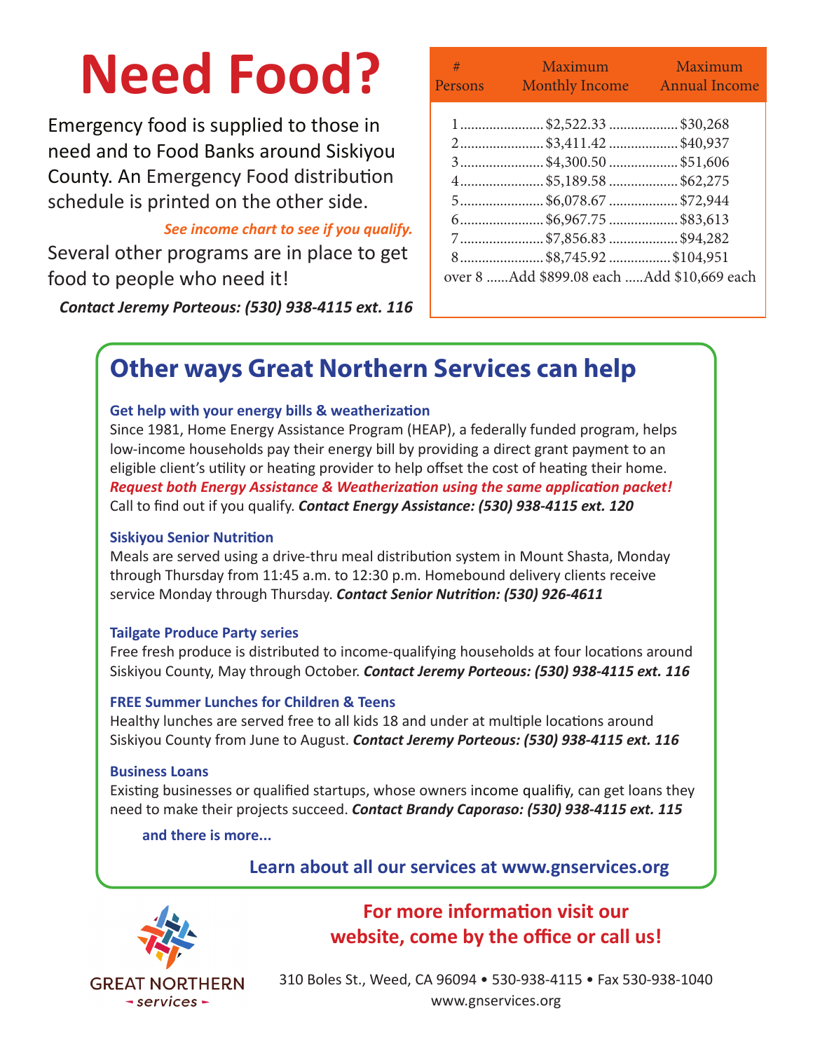# Need Food?

Emergency food is supplied to those in need and to Food Banks around Siskiyou County. An Emergency Food distribution schedule is printed on the other side.

*See income chart to see if you qualify.*

Several other programs are in place to get food to people who need it!

***Contact Jeremy Porteous: (530) 938-4115 ext. 116***

| # Persons | Maximum Monthly Income | Maximum Annual Income |
|---|---|---|
| 1 | $2,522.33 | $30,268 |
| 2 | $3,411.42 | $40,937 |
| 3 | $4,300.50 | $51,606 |
| 4 | $5,189.58 | $62,275 |
| 5 | $6,078.67 | $72,944 |
| 6 | $6,967.75 | $83,613 |
| 7 | $7,856.83 | $94,282 |
| 8 | $8,745.92 | $104,951 |
| over 8 | Add $899.08 each | Add $10,669 each |

## Other ways Great Northern Services can help

**Get help with your energy bills & weatherization**

Since 1981, Home Energy Assistance Program (HEAP), a federally funded program, helps low-income households pay their energy bill by providing a direct grant payment to an eligible client's utility or heating provider to help offset the cost of heating their home. ***Request both Energy Assistance & Weatherization using the same application packet!*** Call to find out if you qualify. ***Contact Energy Assistance: (530) 938-4115 ext. 120***

**Siskiyou Senior Nutrition**

Meals are served using a drive-thru meal distribution system in Mount Shasta, Monday through Thursday from 11:45 a.m. to 12:30 p.m. Homebound delivery clients receive service Monday through Thursday. ***Contact Senior Nutrition: (530) 926-4611***

**Tailgate Produce Party series**

Free fresh produce is distributed to income-qualifying households at four locations around Siskiyou County, May through October. ***Contact Jeremy Porteous: (530) 938-4115 ext. 116***

**FREE Summer Lunches for Children & Teens**

Healthy lunches are served free to all kids 18 and under at multiple locations around Siskiyou County from June to August. ***Contact Jeremy Porteous: (530) 938-4115 ext. 116***

**Business Loans**

Existing businesses or qualified startups, whose owners income qualifiy, can get loans they need to make their projects succeed. ***Contact Brandy Caporaso: (530) 938-4115 ext. 115***

**and there is more...**

**Learn about all our services at www.gnservices.org**

GREAT NORTHERN services

**For more information visit our website, come by the office or call us!**

310 Boles St., Weed, CA 96094 • 530-938-4115 • Fax 530-938-1040
www.gnservices.org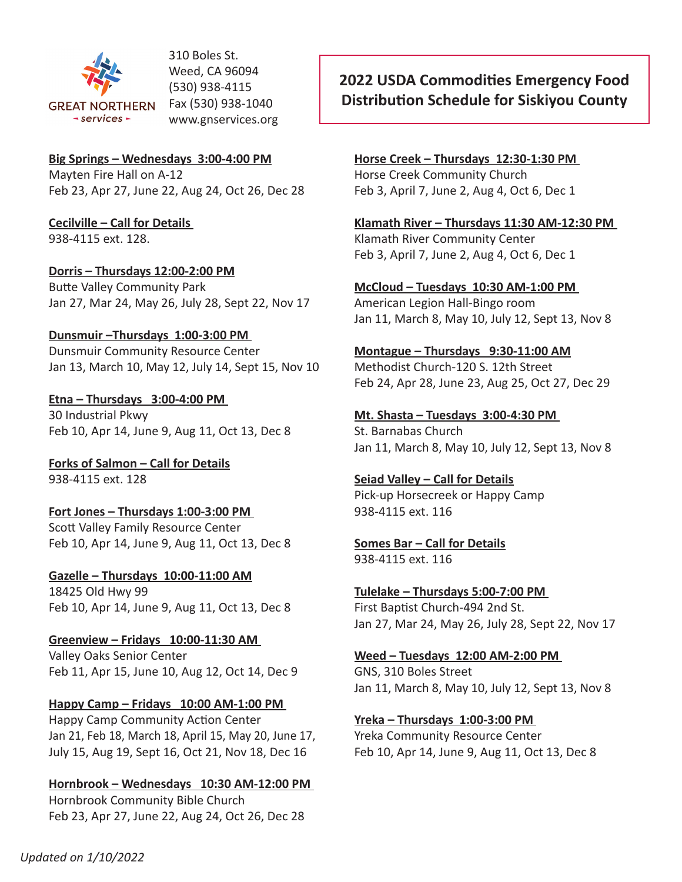GREAT NORTHERN services

310 Boles St.
Weed, CA 96094
(530) 938-4115
Fax (530) 938-1040
www.gnservices.org

# 2022 USDA Commodities Emergency Food Distribution Schedule for Siskiyou County

**Big Springs – Wednesdays 3:00-4:00 PM**
Mayten Fire Hall on A-12
Feb 23, Apr 27, June 22, Aug 24, Oct 26, Dec 28

**Cecilville – Call for Details**
938-4115 ext. 128.

**Dorris – Thursdays 12:00-2:00 PM**
Butte Valley Community Park
Jan 27, Mar 24, May 26, July 28, Sept 22, Nov 17

**Dunsmuir –Thursdays 1:00-3:00 PM**
Dunsmuir Community Resource Center
Jan 13, March 10, May 12, July 14, Sept 15, Nov 10

**Etna – Thursdays 3:00-4:00 PM**
30 Industrial Pkwy
Feb 10, Apr 14, June 9, Aug 11, Oct 13, Dec 8

**Forks of Salmon – Call for Details**
938-4115 ext. 128

**Fort Jones – Thursdays 1:00-3:00 PM**
Scott Valley Family Resource Center
Feb 10, Apr 14, June 9, Aug 11, Oct 13, Dec 8

**Gazelle – Thursdays 10:00-11:00 AM**
18425 Old Hwy 99
Feb 10, Apr 14, June 9, Aug 11, Oct 13, Dec 8

**Greenview – Fridays 10:00-11:30 AM**
Valley Oaks Senior Center
Feb 11, Apr 15, June 10, Aug 12, Oct 14, Dec 9

**Happy Camp – Fridays 10:00 AM-1:00 PM**
Happy Camp Community Action Center
Jan 21, Feb 18, March 18, April 15, May 20, June 17, July 15, Aug 19, Sept 16, Oct 21, Nov 18, Dec 16

**Hornbrook – Wednesdays 10:30 AM-12:00 PM**
Hornbrook Community Bible Church
Feb 23, Apr 27, June 22, Aug 24, Oct 26, Dec 28

**Horse Creek – Thursdays 12:30-1:30 PM**
Horse Creek Community Church
Feb 3, April 7, June 2, Aug 4, Oct 6, Dec 1

**Klamath River – Thursdays 11:30 AM-12:30 PM**
Klamath River Community Center
Feb 3, April 7, June 2, Aug 4, Oct 6, Dec 1

**McCloud – Tuesdays 10:30 AM-1:00 PM**
American Legion Hall-Bingo room
Jan 11, March 8, May 10, July 12, Sept 13, Nov 8

**Montague – Thursdays 9:30-11:00 AM**
Methodist Church-120 S. 12th Street
Feb 24, Apr 28, June 23, Aug 25, Oct 27, Dec 29

**Mt. Shasta – Tuesdays 3:00-4:30 PM**
St. Barnabas Church
Jan 11, March 8, May 10, July 12, Sept 13, Nov 8

**Seiad Valley – Call for Details**
Pick-up Horsecreek or Happy Camp
938-4115 ext. 116

**Somes Bar – Call for Details**
938-4115 ext. 116

**Tulelake – Thursdays 5:00-7:00 PM**
First Baptist Church-494 2nd St.
Jan 27, Mar 24, May 26, July 28, Sept 22, Nov 17

**Weed – Tuesdays 12:00 AM-2:00 PM**
GNS, 310 Boles Street
Jan 11, March 8, May 10, July 12, Sept 13, Nov 8

**Yreka – Thursdays 1:00-3:00 PM**
Yreka Community Resource Center
Feb 10, Apr 14, June 9, Aug 11, Oct 13, Dec 8

*Updated on 1/10/2022*